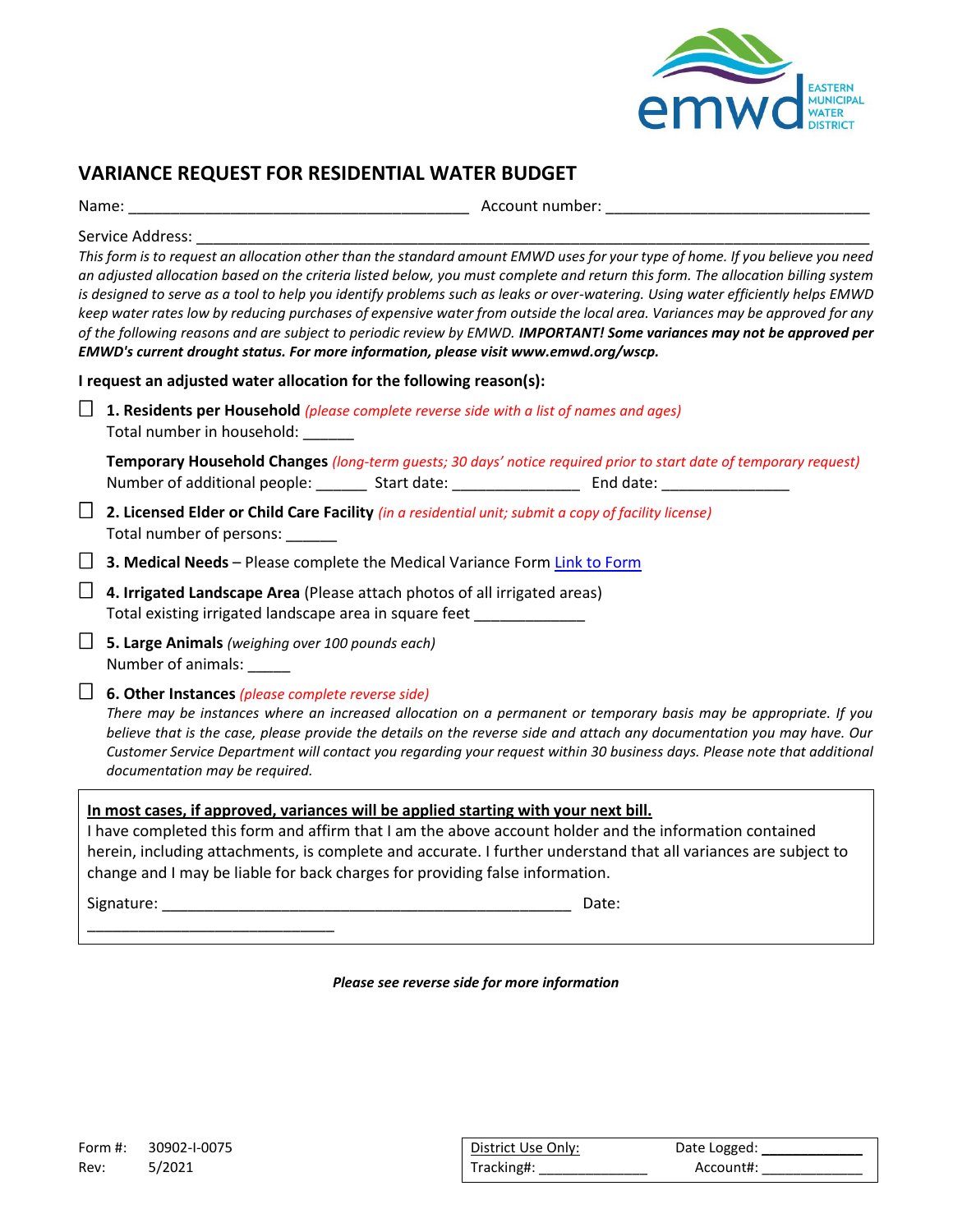EASTERN MUNICIPAL WATER DISTRICT

# VARIANCE REQUEST FOR RESIDENTIAL WATER BUDGET

Name: ________________________________________ Account number: ______________________________

Service Address: ______________________________________________________________________________

*This form is to request an allocation other than the standard amount EMWD uses for your type of home. If you believe you need an adjusted allocation based on the criteria listed below, you must complete and return this form. The allocation billing system is designed to serve as a tool to help you identify problems such as leaks or over-watering. Using water efficiently helps EMWD keep water rates low by reducing purchases of expensive water from outside the local area. Variances may be approved for any of the following reasons and are subject to periodic review by EMWD.* ***IMPORTANT! Some variances may not be approved per EMWD's current drought status. For more information, please visit www.emwd.org/wscp.***

**I request an adjusted water allocation for the following reason(s):**

☐ **1. Residents per Household** *(please complete reverse side with a list of names and ages)*
Total number in household: ______

**Temporary Household Changes** *(long-term guests; 30 days' notice required prior to start date of temporary request)*
Number of additional people: ______ Start date: _______________ End date: _______________

☐ **2. Licensed Elder or Child Care Facility** *(in a residential unit; submit a copy of facility license)*
Total number of persons: ______

☐ **3. Medical Needs** – Please complete the Medical Variance Form [Link to Form]

☐ **4. Irrigated Landscape Area** (Please attach photos of all irrigated areas)
Total existing irrigated landscape area in square feet _____________

☐ **5. Large Animals** *(weighing over 100 pounds each)*
Number of animals: _____

☐ **6. Other Instances** *(please complete reverse side)*
*There may be instances where an increased allocation on a permanent or temporary basis may be appropriate. If you believe that is the case, please provide the details on the reverse side and attach any documentation you may have. Our Customer Service Department will contact you regarding your request within 30 business days. Please note that additional documentation may be required.*

**In most cases, if approved, variances will be applied starting with your next bill.**
I have completed this form and affirm that I am the above account holder and the information contained herein, including attachments, is complete and accurate. I further understand that all variances are subject to change and I may be liable for back charges for providing false information.

Signature: __________________________________________________ Date: ______________________________

***Please see reverse side for more information***

Form #: 30902-I-0075
Rev: 5/2021

| District Use Only: | Date Logged: _____________ |
|---|---|
| Tracking#: ______________ | Account#: _____________ |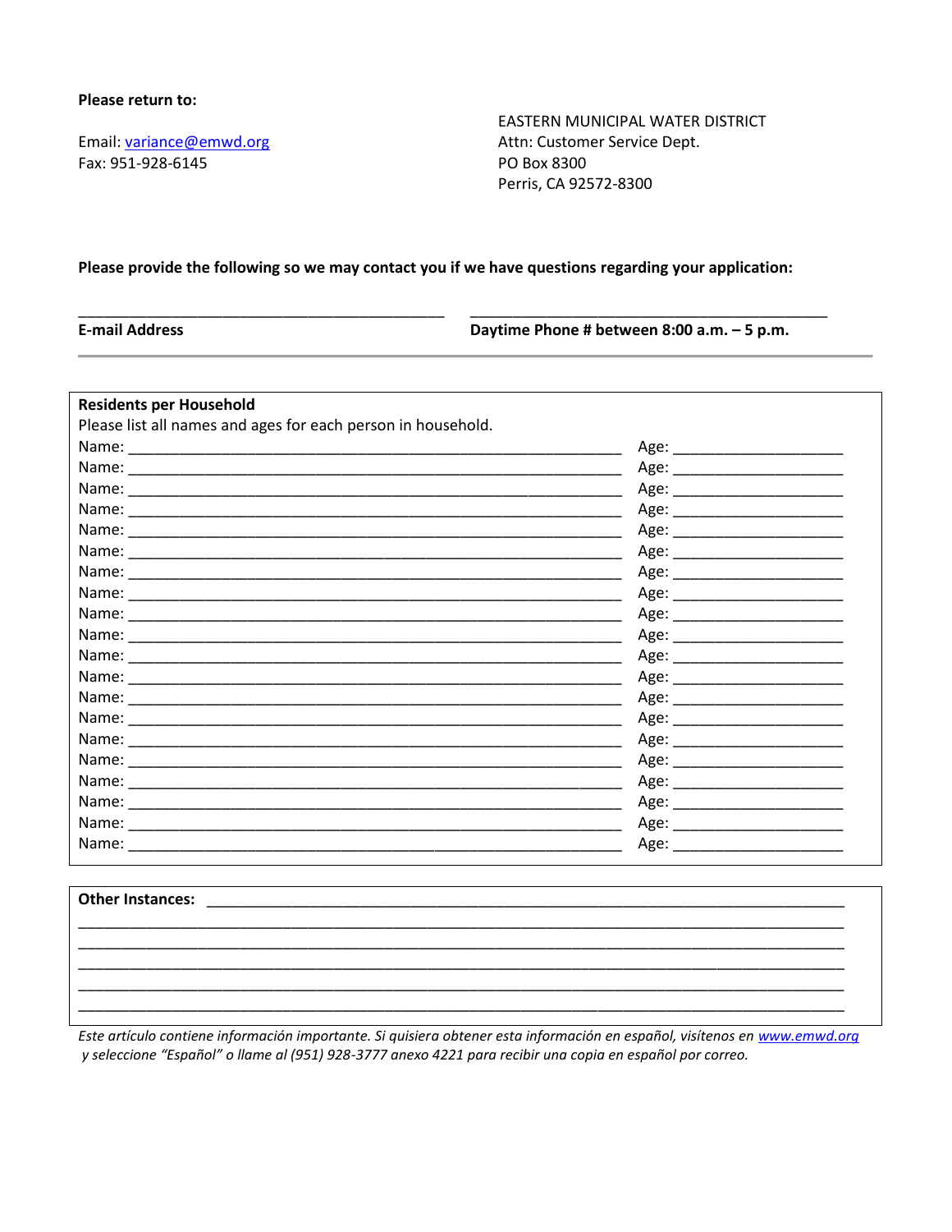**Please return to:**

Email: variance@emwd.org
Fax: 951-928-6145

EASTERN MUNICIPAL WATER DISTRICT
Attn: Customer Service Dept.
PO Box 8300
Perris, CA 92572-8300

**Please provide the following so we may contact you if we have questions regarding your application:**

_____________________________________________ _____________________________________________

**E-mail Address** **Daytime Phone # between 8:00 a.m. – 5 p.m.**

---

**Residents per Household**

Please list all names and ages for each person in household.

Name: ____________________________________________________________ Age: ____________________
Name: ____________________________________________________________ Age: ____________________
Name: ____________________________________________________________ Age: ____________________
Name: ____________________________________________________________ Age: ____________________
Name: ____________________________________________________________ Age: ____________________
Name: ____________________________________________________________ Age: ____________________
Name: ____________________________________________________________ Age: ____________________
Name: ____________________________________________________________ Age: ____________________
Name: ____________________________________________________________ Age: ____________________
Name: ____________________________________________________________ Age: ____________________
Name: ____________________________________________________________ Age: ____________________
Name: ____________________________________________________________ Age: ____________________
Name: ____________________________________________________________ Age: ____________________
Name: ____________________________________________________________ Age: ____________________
Name: ____________________________________________________________ Age: ____________________
Name: ____________________________________________________________ Age: ____________________
Name: ____________________________________________________________ Age: ____________________
Name: ____________________________________________________________ Age: ____________________
Name: ____________________________________________________________ Age: ____________________
Name: ____________________________________________________________ Age: ____________________

**Other Instances:** ____________________________________________________________________________

_____________________________________________________________________________________________
_____________________________________________________________________________________________
_____________________________________________________________________________________________
_____________________________________________________________________________________________
_____________________________________________________________________________________________

*Este artículo contiene información importante. Si quisiera obtener esta información en español, visítenos en www.emwd.org y seleccione "Español" o llame al (951) 928-3777 anexo 4221 para recibir una copia en español por correo.*